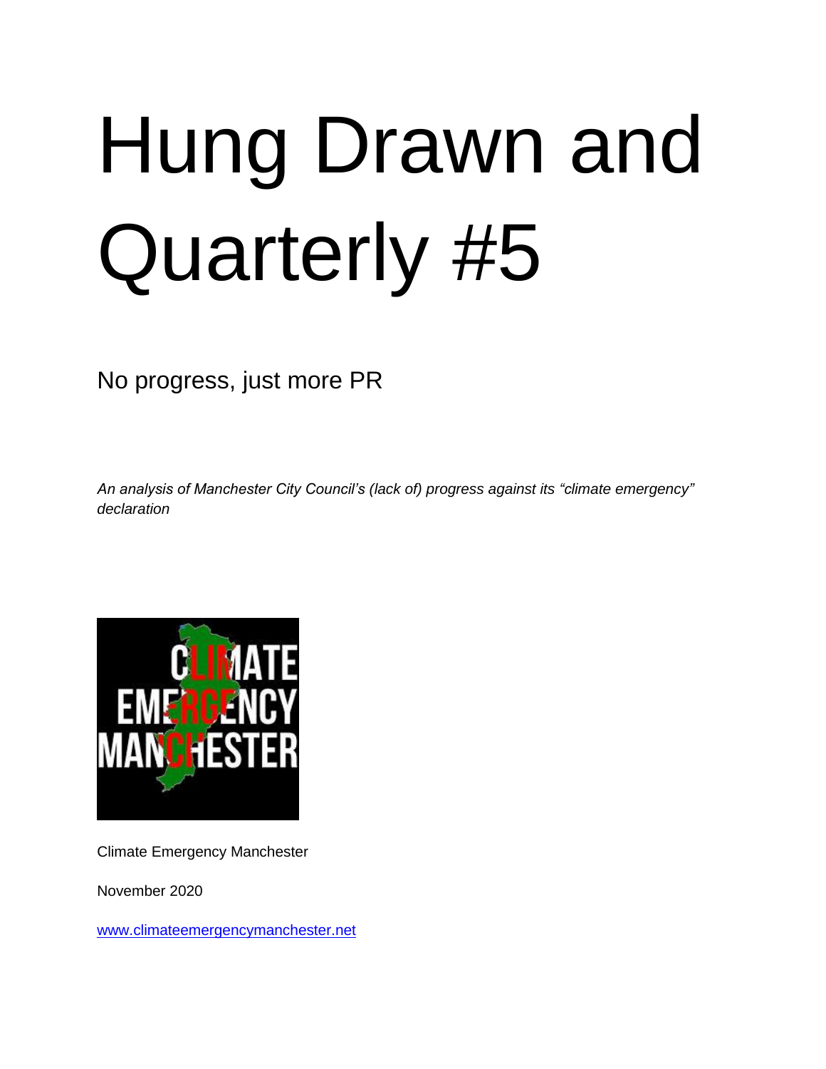# Hung Drawn and Quarterly #5

No progress, just more PR

*An analysis of Manchester City Council's (lack of) progress against its "climate emergency" declaration*

Climate Emergency Manchester

November 2020

[www.climateemergencymanchester.net](http://www.climateemergencymanchester.net)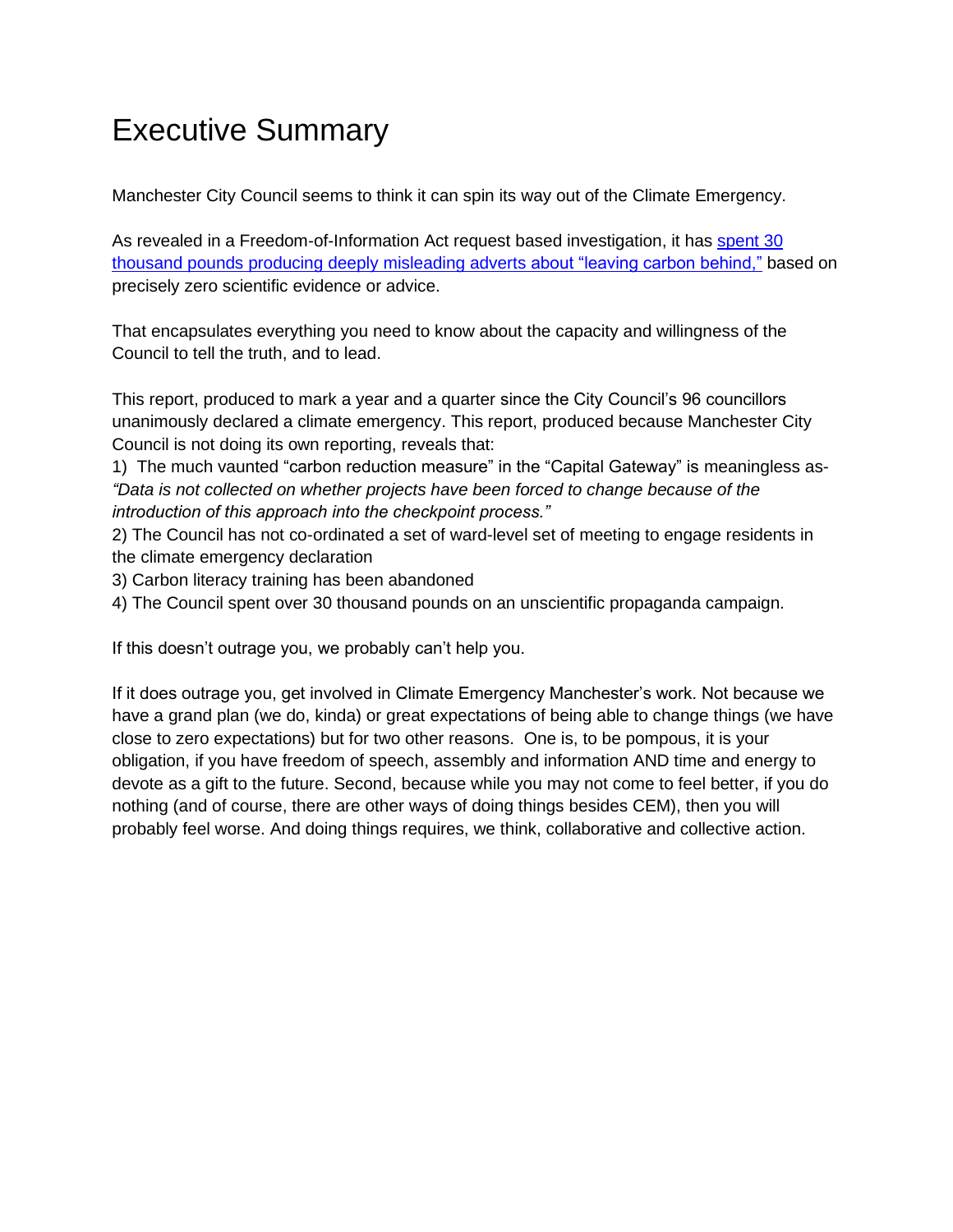# Executive Summary

Manchester City Council seems to think it can spin its way out of the Climate Emergency.

As revealed in a Freedom-of-Information Act request based investigation, it has spent 30 thousand pounds producing deeply misleading adverts about "leaving carbon behind," based on precisely zero scientific evidence or advice.

That encapsulates everything you need to know about the capacity and willingness of the Council to tell the truth, and to lead.

This report, produced to mark a year and a quarter since the City Council's 96 councillors unanimously declared a climate emergency. This report, produced because Manchester City Council is not doing its own reporting, reveals that:

1) The much vaunted "carbon reduction measure" in the "Capital Gateway" is meaningless as- *"Data is not collected on whether projects have been forced to change because of the introduction of this approach into the checkpoint process."*
2) The Council has not co-ordinated a set of ward-level set of meeting to engage residents in the climate emergency declaration
3) Carbon literacy training has been abandoned
4) The Council spent over 30 thousand pounds on an unscientific propaganda campaign.

If this doesn't outrage you, we probably can't help you.

If it does outrage you, get involved in Climate Emergency Manchester's work. Not because we have a grand plan (we do, kinda) or great expectations of being able to change things (we have close to zero expectations) but for two other reasons. One is, to be pompous, it is your obligation, if you have freedom of speech, assembly and information AND time and energy to devote as a gift to the future. Second, because while you may not come to feel better, if you do nothing (and of course, there are other ways of doing things besides CEM), then you will probably feel worse. And doing things requires, we think, collaborative and collective action.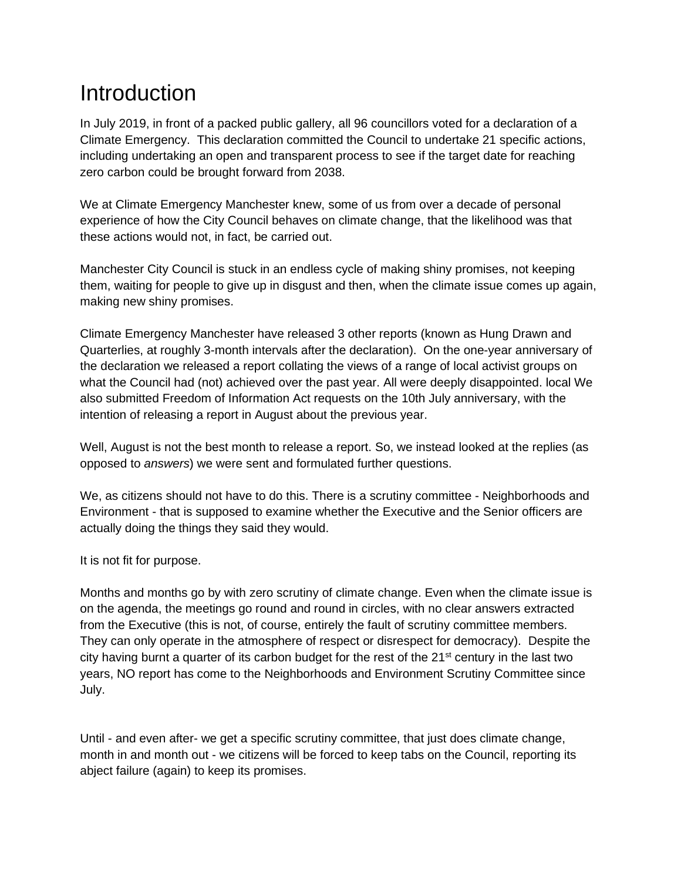# Introduction

In July 2019, in front of a packed public gallery, all 96 councillors voted for a declaration of a Climate Emergency.  This declaration committed the Council to undertake 21 specific actions, including undertaking an open and transparent process to see if the target date for reaching zero carbon could be brought forward from 2038.

We at Climate Emergency Manchester knew, some of us from over a decade of personal experience of how the City Council behaves on climate change, that the likelihood was that these actions would not, in fact, be carried out.

Manchester City Council is stuck in an endless cycle of making shiny promises, not keeping them, waiting for people to give up in disgust and then, when the climate issue comes up again, making new shiny promises.

Climate Emergency Manchester have released 3 other reports (known as Hung Drawn and Quarterlies, at roughly 3-month intervals after the declaration).  On the one-year anniversary of the declaration we released a report collating the views of a range of local activist groups on what the Council had (not) achieved over the past year. All were deeply disappointed. local We also submitted Freedom of Information Act requests on the 10th July anniversary, with the intention of releasing a report in August about the previous year.

Well, August is not the best month to release a report. So, we instead looked at the replies (as opposed to *answers*) we were sent and formulated further questions.

We, as citizens should not have to do this. There is a scrutiny committee - Neighborhoods and Environment - that is supposed to examine whether the Executive and the Senior officers are actually doing the things they said they would.

It is not fit for purpose.

Months and months go by with zero scrutiny of climate change. Even when the climate issue is on the agenda, the meetings go round and round in circles, with no clear answers extracted from the Executive (this is not, of course, entirely the fault of scrutiny committee members. They can only operate in the atmosphere of respect or disrespect for democracy).  Despite the city having burnt a quarter of its carbon budget for the rest of the 21st century in the last two years, NO report has come to the Neighborhoods and Environment Scrutiny Committee since July.

Until - and even after- we get a specific scrutiny committee, that just does climate change, month in and month out - we citizens will be forced to keep tabs on the Council, reporting its abject failure (again) to keep its promises.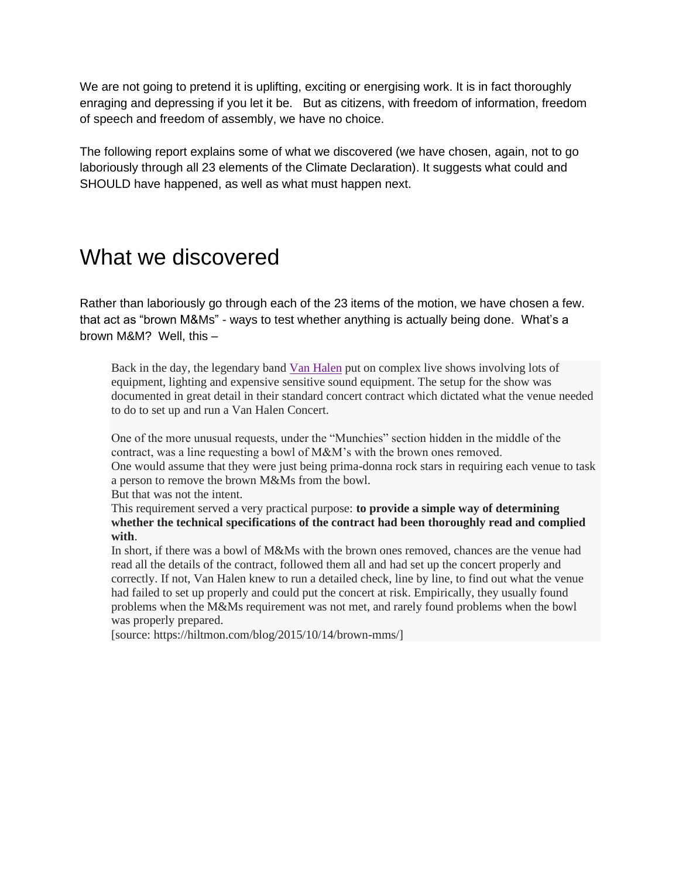We are not going to pretend it is uplifting, exciting or energising work. It is in fact thoroughly enraging and depressing if you let it be.   But as citizens, with freedom of information, freedom of speech and freedom of assembly, we have no choice.

The following report explains some of what we discovered (we have chosen, again, not to go laboriously through all 23 elements of the Climate Declaration). It suggests what could and SHOULD have happened, as well as what must happen next.

# What we discovered

Rather than laboriously go through each of the 23 items of the motion, we have chosen a few. that act as "brown M&Ms" - ways to test whether anything is actually being done.  What's a brown M&M?  Well, this –

> Back in the day, the legendary band Van Halen put on complex live shows involving lots of equipment, lighting and expensive sensitive sound equipment. The setup for the show was documented in great detail in their standard concert contract which dictated what the venue needed to do to set up and run a Van Halen Concert.
>
> One of the more unusual requests, under the "Munchies" section hidden in the middle of the contract, was a line requesting a bowl of M&M's with the brown ones removed.
> One would assume that they were just being prima-donna rock stars in requiring each venue to task a person to remove the brown M&Ms from the bowl.
> But that was not the intent.
> This requirement served a very practical purpose: **to provide a simple way of determining whether the technical specifications of the contract had been thoroughly read and complied with**.
> In short, if there was a bowl of M&Ms with the brown ones removed, chances are the venue had read all the details of the contract, followed them all and had set up the concert properly and correctly. If not, Van Halen knew to run a detailed check, line by line, to find out what the venue had failed to set up properly and could put the concert at risk. Empirically, they usually found problems when the M&Ms requirement was not met, and rarely found problems when the bowl was properly prepared.
> [source: https://hiltmon.com/blog/2015/10/14/brown-mms/]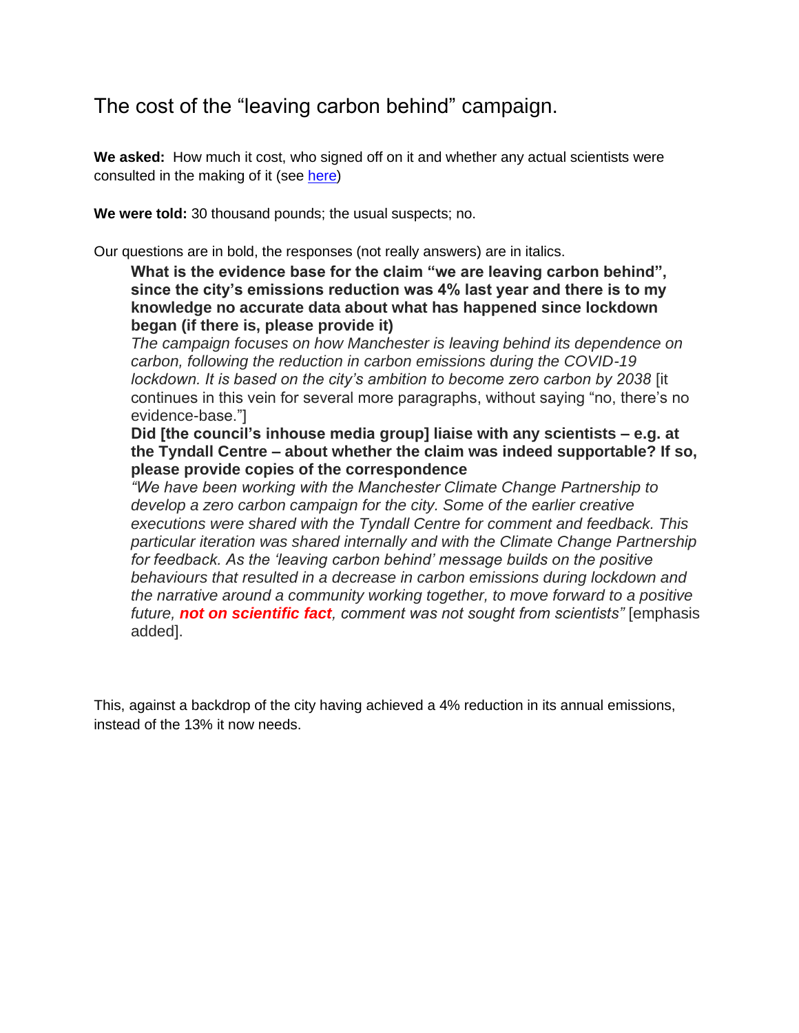# The cost of the "leaving carbon behind" campaign.

**We asked:** How much it cost, who signed off on it and whether any actual scientists were consulted in the making of it (see [here](#))

**We were told:** 30 thousand pounds; the usual suspects; no.

Our questions are in bold, the responses (not really answers) are in italics.

> **What is the evidence base for the claim "we are leaving carbon behind", since the city's emissions reduction was 4% last year and there is to my knowledge no accurate data about what has happened since lockdown began (if there is, please provide it)**
>
> *The campaign focuses on how Manchester is leaving behind its dependence on carbon, following the reduction in carbon emissions during the COVID-19 lockdown. It is based on the city's ambition to become zero carbon by 2038* [it continues in this vein for several more paragraphs, without saying "no, there's no evidence-base."]
>
> **Did [the council's inhouse media group] liaise with any scientists – e.g. at the Tyndall Centre – about whether the claim was indeed supportable? If so, please provide copies of the correspondence**
>
> *"We have been working with the Manchester Climate Change Partnership to develop a zero carbon campaign for the city. Some of the earlier creative executions were shared with the Tyndall Centre for comment and feedback. This particular iteration was shared internally and with the Climate Change Partnership for feedback. As the 'leaving carbon behind' message builds on the positive behaviours that resulted in a decrease in carbon emissions during lockdown and the narrative around a community working together, to move forward to a positive future, **not on scientific fact**, comment was not sought from scientists"* [emphasis added].

This, against a backdrop of the city having achieved a 4% reduction in its annual emissions, instead of the 13% it now needs.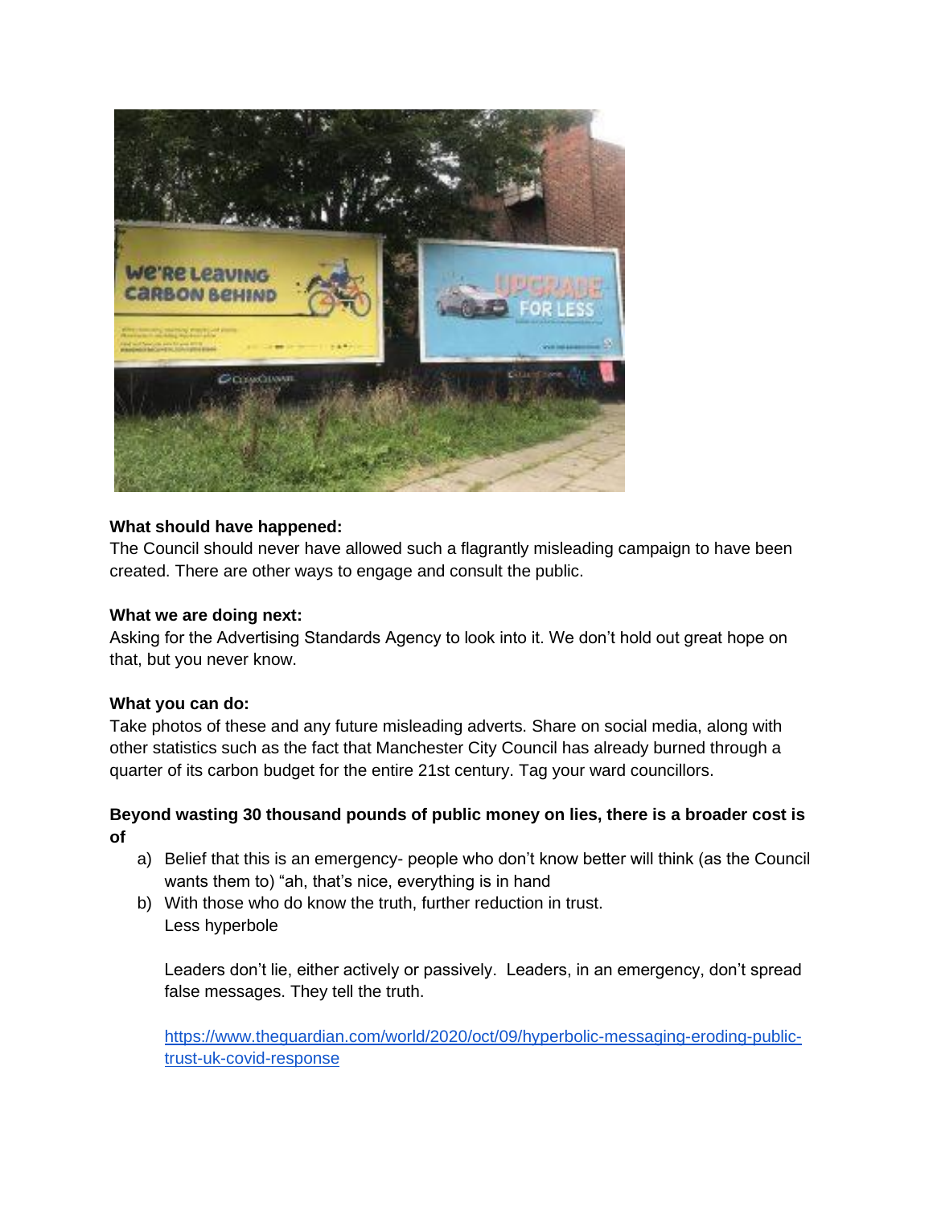**What should have happened:**
The Council should never have allowed such a flagrantly misleading campaign to have been created. There are other ways to engage and consult the public.

**What we are doing next:**
Asking for the Advertising Standards Agency to look into it. We don't hold out great hope on that, but you never know.

**What you can do:**
Take photos of these and any future misleading adverts. Share on social media, along with other statistics such as the fact that Manchester City Council has already burned through a quarter of its carbon budget for the entire 21st century. Tag your ward councillors.

**Beyond wasting 30 thousand pounds of public money on lies, there is a broader cost is of**

a) Belief that this is an emergency- people who don't know better will think (as the Council wants them to) "ah, that's nice, everything is in hand
b) With those who do know the truth, further reduction in trust.
   Less hyperbole

   Leaders don't lie, either actively or passively. Leaders, in an emergency, don't spread false messages. They tell the truth.

   https://www.theguardian.com/world/2020/oct/09/hyperbolic-messaging-eroding-public-trust-uk-covid-response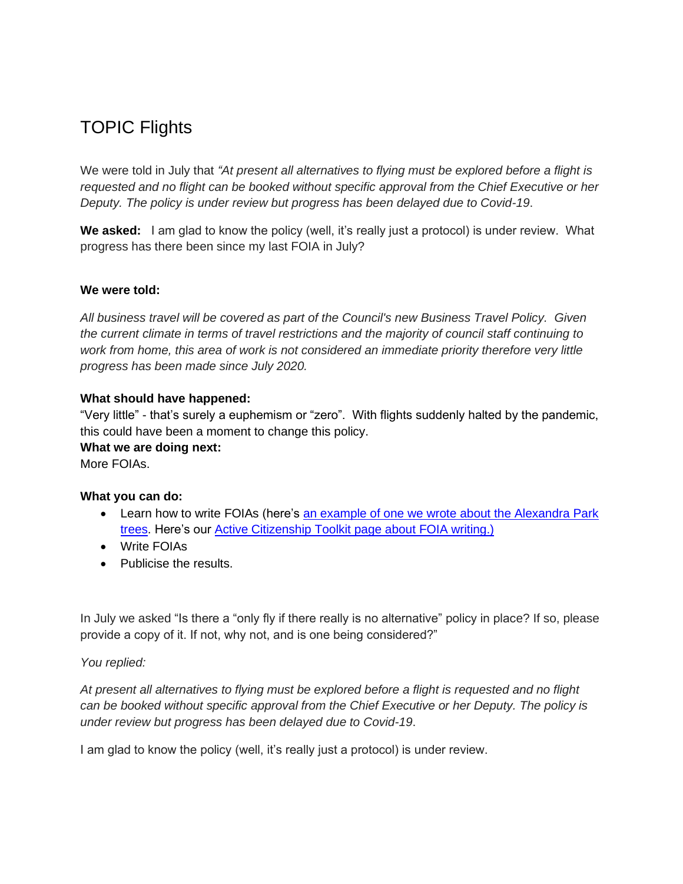# TOPIC Flights

We were told in July that *"At present all alternatives to flying must be explored before a flight is requested and no flight can be booked without specific approval from the Chief Executive or her Deputy. The policy is under review but progress has been delayed due to Covid-19*.

**We asked:** I am glad to know the policy (well, it's really just a protocol) is under review. What progress has there been since my last FOIA in July?

**We were told:**

*All business travel will be covered as part of the Council's new Business Travel Policy. Given the current climate in terms of travel restrictions and the majority of council staff continuing to work from home, this area of work is not considered an immediate priority therefore very little progress has been made since July 2020.*

**What should have happened:**
"Very little" - that's surely a euphemism or "zero". With flights suddenly halted by the pandemic, this could have been a moment to change this policy.
**What we are doing next:**
More FOIAs.

**What you can do:**

- Learn how to write FOIAs (here's [an example of one we wrote about the Alexandra Park trees](). Here's our [Active Citizenship Toolkit page about FOIA writing.)]()
- Write FOIAs
- Publicise the results.

In July we asked "Is there a "only fly if there really is no alternative" policy in place? If so, please provide a copy of it. If not, why not, and is one being considered?"

*You replied:*

*At present all alternatives to flying must be explored before a flight is requested and no flight can be booked without specific approval from the Chief Executive or her Deputy. The policy is under review but progress has been delayed due to Covid-19*.

I am glad to know the policy (well, it's really just a protocol) is under review.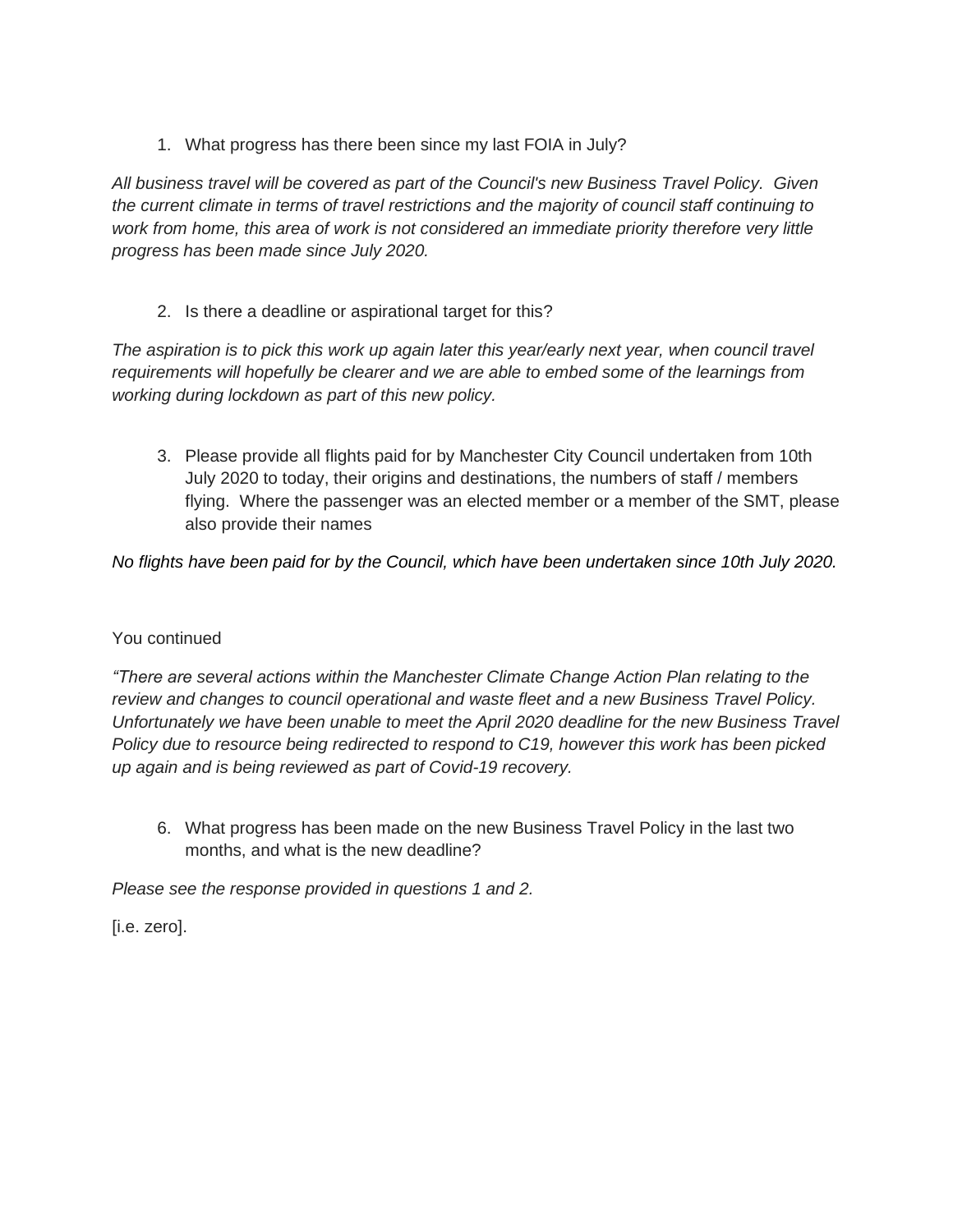1. What progress has there been since my last FOIA in July?

*All business travel will be covered as part of the Council's new Business Travel Policy. Given the current climate in terms of travel restrictions and the majority of council staff continuing to work from home, this area of work is not considered an immediate priority therefore very little progress has been made since July 2020.*

2. Is there a deadline or aspirational target for this?

*The aspiration is to pick this work up again later this year/early next year, when council travel requirements will hopefully be clearer and we are able to embed some of the learnings from working during lockdown as part of this new policy.*

3. Please provide all flights paid for by Manchester City Council undertaken from 10th July 2020 to today, their origins and destinations, the numbers of staff / members flying. Where the passenger was an elected member or a member of the SMT, please also provide their names

*No flights have been paid for by the Council, which have been undertaken since 10th July 2020.*

You continued

*"There are several actions within the Manchester Climate Change Action Plan relating to the review and changes to council operational and waste fleet and a new Business Travel Policy. Unfortunately we have been unable to meet the April 2020 deadline for the new Business Travel Policy due to resource being redirected to respond to C19, however this work has been picked up again and is being reviewed as part of Covid-19 recovery.*

6. What progress has been made on the new Business Travel Policy in the last two months, and what is the new deadline?

*Please see the response provided in questions 1 and 2.*

[i.e. zero].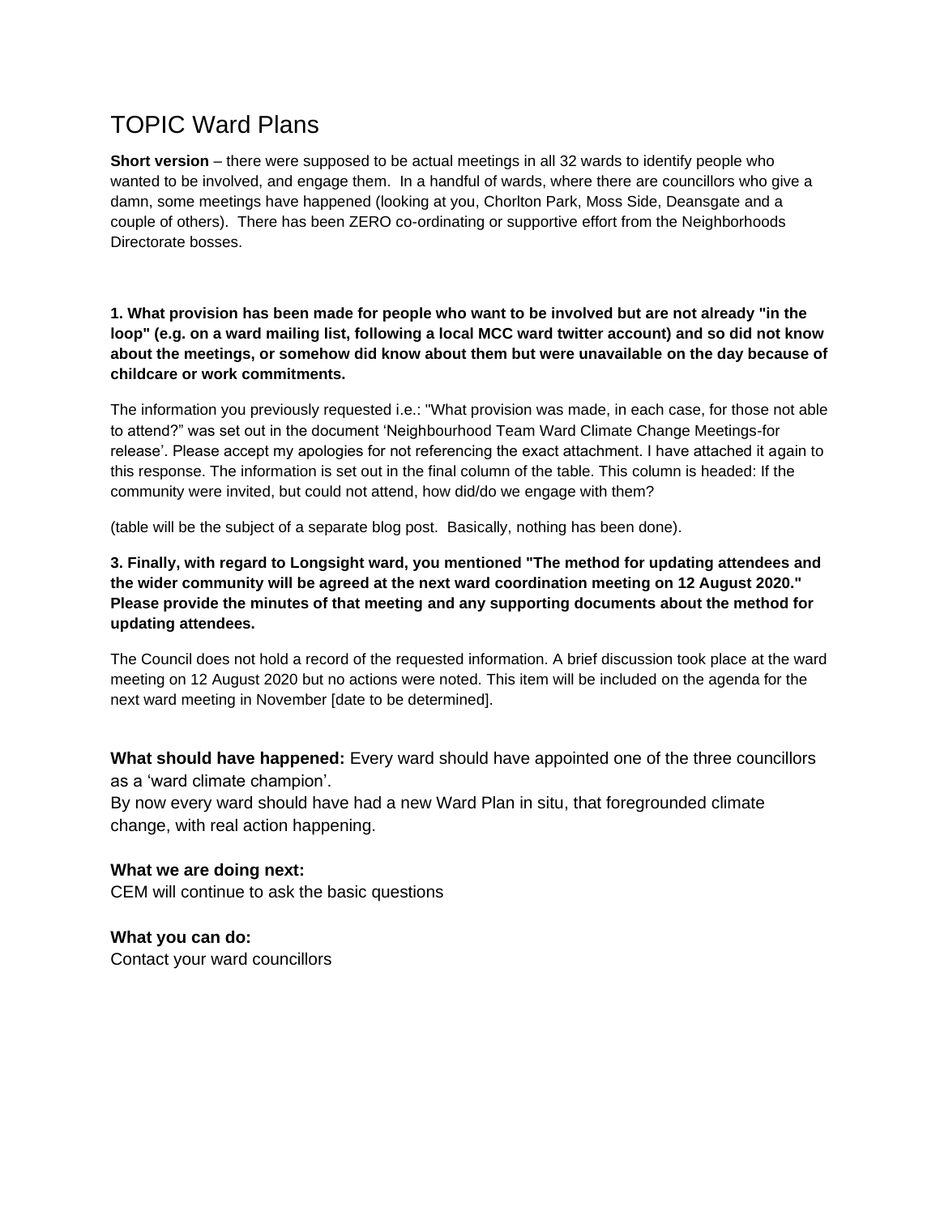# TOPIC Ward Plans

**Short version** – there were supposed to be actual meetings in all 32 wards to identify people who wanted to be involved, and engage them. In a handful of wards, where there are councillors who give a damn, some meetings have happened (looking at you, Chorlton Park, Moss Side, Deansgate and a couple of others). There has been ZERO co-ordinating or supportive effort from the Neighborhoods Directorate bosses.

**1. What provision has been made for people who want to be involved but are not already "in the loop" (e.g. on a ward mailing list, following a local MCC ward twitter account) and so did not know about the meetings, or somehow did know about them but were unavailable on the day because of childcare or work commitments.**

The information you previously requested i.e.: "What provision was made, in each case, for those not able to attend?" was set out in the document 'Neighbourhood Team Ward Climate Change Meetings-for release'. Please accept my apologies for not referencing the exact attachment. I have attached it again to this response. The information is set out in the final column of the table. This column is headed: If the community were invited, but could not attend, how did/do we engage with them?

(table will be the subject of a separate blog post. Basically, nothing has been done).

**3. Finally, with regard to Longsight ward, you mentioned "The method for updating attendees and the wider community will be agreed at the next ward coordination meeting on 12 August 2020." Please provide the minutes of that meeting and any supporting documents about the method for updating attendees.**

The Council does not hold a record of the requested information. A brief discussion took place at the ward meeting on 12 August 2020 but no actions were noted. This item will be included on the agenda for the next ward meeting in November [date to be determined].

**What should have happened:** Every ward should have appointed one of the three councillors as a 'ward climate champion'.
By now every ward should have had a new Ward Plan in situ, that foregrounded climate change, with real action happening.

**What we are doing next:**
CEM will continue to ask the basic questions

**What you can do:**
Contact your ward councillors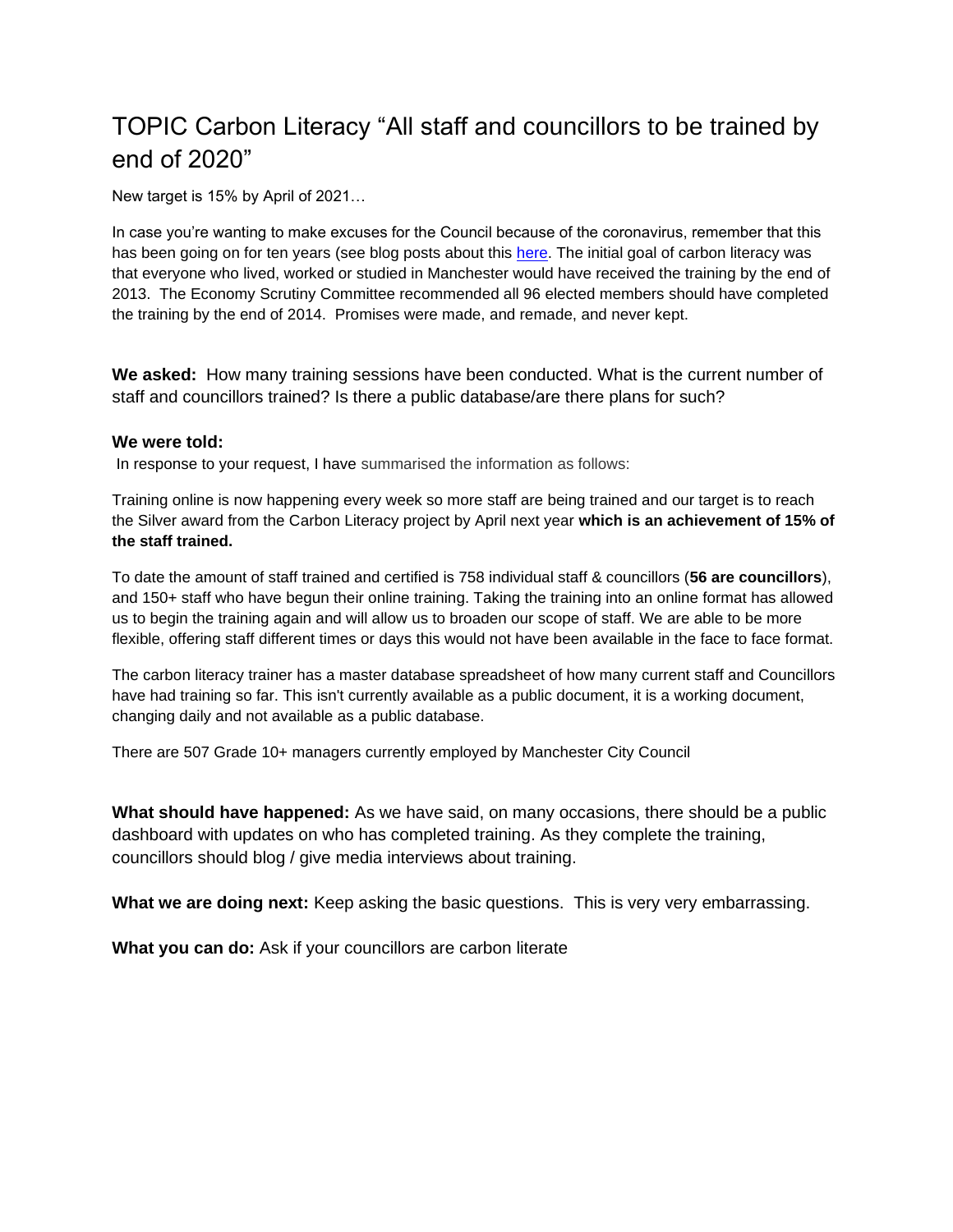# TOPIC Carbon Literacy "All staff and councillors to be trained by end of 2020"

New target is 15% by April of 2021…

In case you're wanting to make excuses for the Council because of the coronavirus, remember that this has been going on for ten years (see blog posts about this here. The initial goal of carbon literacy was that everyone who lived, worked or studied in Manchester would have received the training by the end of 2013. The Economy Scrutiny Committee recommended all 96 elected members should have completed the training by the end of 2014. Promises were made, and remade, and never kept.

**We asked:** How many training sessions have been conducted. What is the current number of staff and councillors trained? Is there a public database/are there plans for such?

**We were told:**

In response to your request, I have summarised the information as follows:

Training online is now happening every week so more staff are being trained and our target is to reach the Silver award from the Carbon Literacy project by April next year **which is an achievement of 15% of the staff trained.**

To date the amount of staff trained and certified is 758 individual staff & councillors (**56 are councillors**), and 150+ staff who have begun their online training. Taking the training into an online format has allowed us to begin the training again and will allow us to broaden our scope of staff. We are able to be more flexible, offering staff different times or days this would not have been available in the face to face format.

The carbon literacy trainer has a master database spreadsheet of how many current staff and Councillors have had training so far. This isn't currently available as a public document, it is a working document, changing daily and not available as a public database.

There are 507 Grade 10+ managers currently employed by Manchester City Council

**What should have happened:** As we have said, on many occasions, there should be a public dashboard with updates on who has completed training. As they complete the training, councillors should blog / give media interviews about training.

**What we are doing next:** Keep asking the basic questions. This is very very embarrassing.

**What you can do:** Ask if your councillors are carbon literate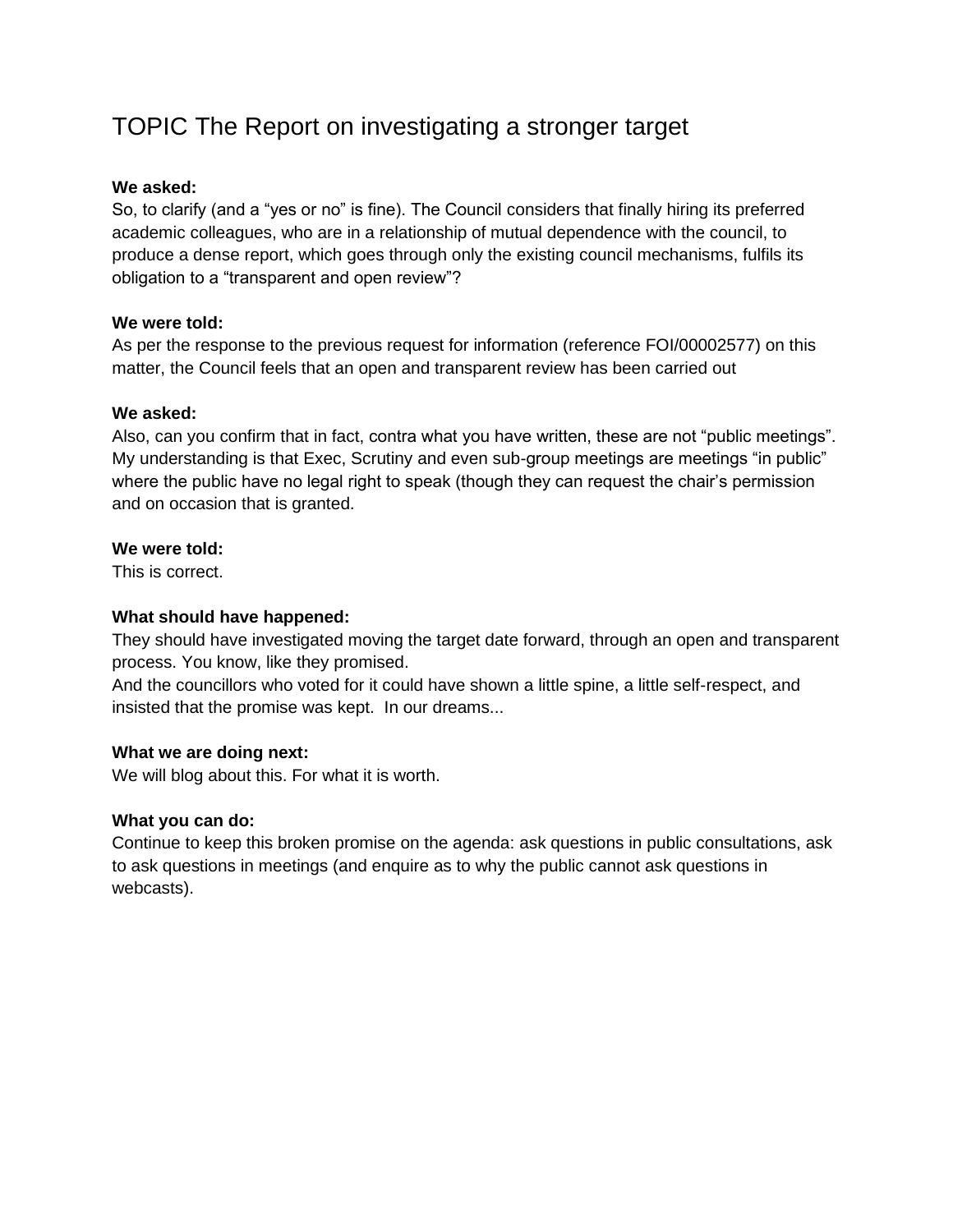# TOPIC The Report on investigating a stronger target

**We asked:**
So, to clarify (and a "yes or no" is fine). The Council considers that finally hiring its preferred academic colleagues, who are in a relationship of mutual dependence with the council, to produce a dense report, which goes through only the existing council mechanisms, fulfils its obligation to a "transparent and open review"?

**We were told:**
As per the response to the previous request for information (reference FOI/00002577) on this matter, the Council feels that an open and transparent review has been carried out

**We asked:**
Also, can you confirm that in fact, contra what you have written, these are not "public meetings". My understanding is that Exec, Scrutiny and even sub-group meetings are meetings "in public" where the public have no legal right to speak (though they can request the chair's permission and on occasion that is granted.

**We were told:**
This is correct.

**What should have happened:**
They should have investigated moving the target date forward, through an open and transparent process. You know, like they promised.
And the councillors who voted for it could have shown a little spine, a little self-respect, and insisted that the promise was kept. In our dreams...

**What we are doing next:**
We will blog about this. For what it is worth.

**What you can do:**
Continue to keep this broken promise on the agenda: ask questions in public consultations, ask to ask questions in meetings (and enquire as to why the public cannot ask questions in webcasts).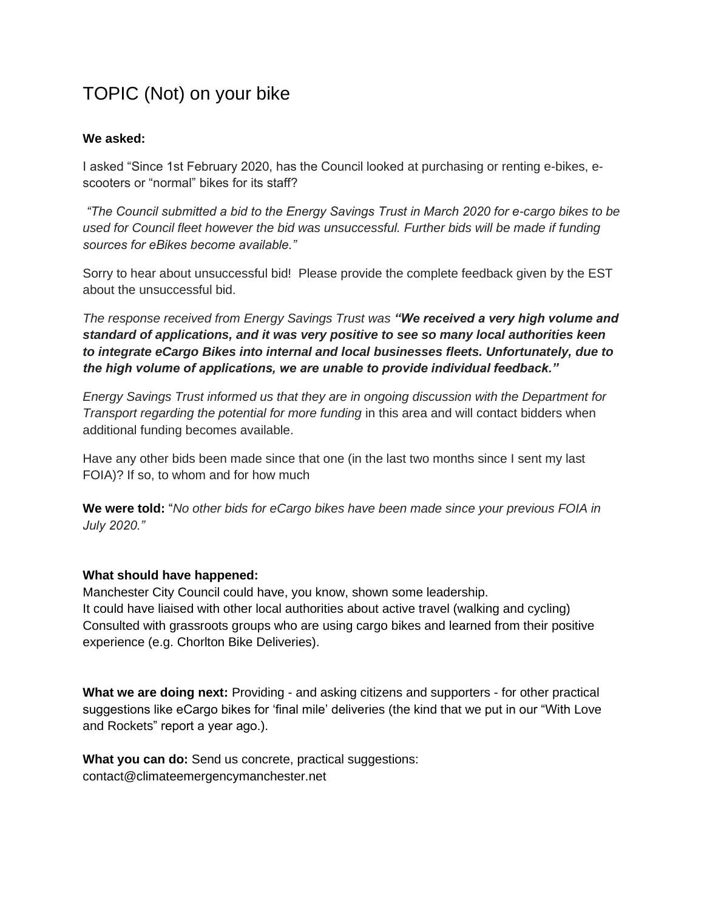# TOPIC (Not) on your bike

**We asked:**

I asked "Since 1st February 2020, has the Council looked at purchasing or renting e-bikes, e-scooters or "normal" bikes for its staff?

*"The Council submitted a bid to the Energy Savings Trust in March 2020 for e-cargo bikes to be used for Council fleet however the bid was unsuccessful. Further bids will be made if funding sources for eBikes become available."*

Sorry to hear about unsuccessful bid! Please provide the complete feedback given by the EST about the unsuccessful bid.

*The response received from Energy Savings Trust was **"We received a very high volume and standard of applications, and it was very positive to see so many local authorities keen to integrate eCargo Bikes into internal and local businesses fleets. Unfortunately, due to the high volume of applications, we are unable to provide individual feedback."***

*Energy Savings Trust informed us that they are in ongoing discussion with the Department for Transport regarding the potential for more funding* in this area and will contact bidders when additional funding becomes available.

Have any other bids been made since that one (in the last two months since I sent my last FOIA)? If so, to whom and for how much

**We were told:** "*No other bids for eCargo bikes have been made since your previous FOIA in July 2020."*

**What should have happened:**
Manchester City Council could have, you know, shown some leadership.
It could have liaised with other local authorities about active travel (walking and cycling)
Consulted with grassroots groups who are using cargo bikes and learned from their positive experience (e.g. Chorlton Bike Deliveries).

**What we are doing next:** Providing - and asking citizens and supporters - for other practical suggestions like eCargo bikes for 'final mile' deliveries (the kind that we put in our "With Love and Rockets" report a year ago.).

**What you can do:** Send us concrete, practical suggestions:
contact@climateemergencymanchester.net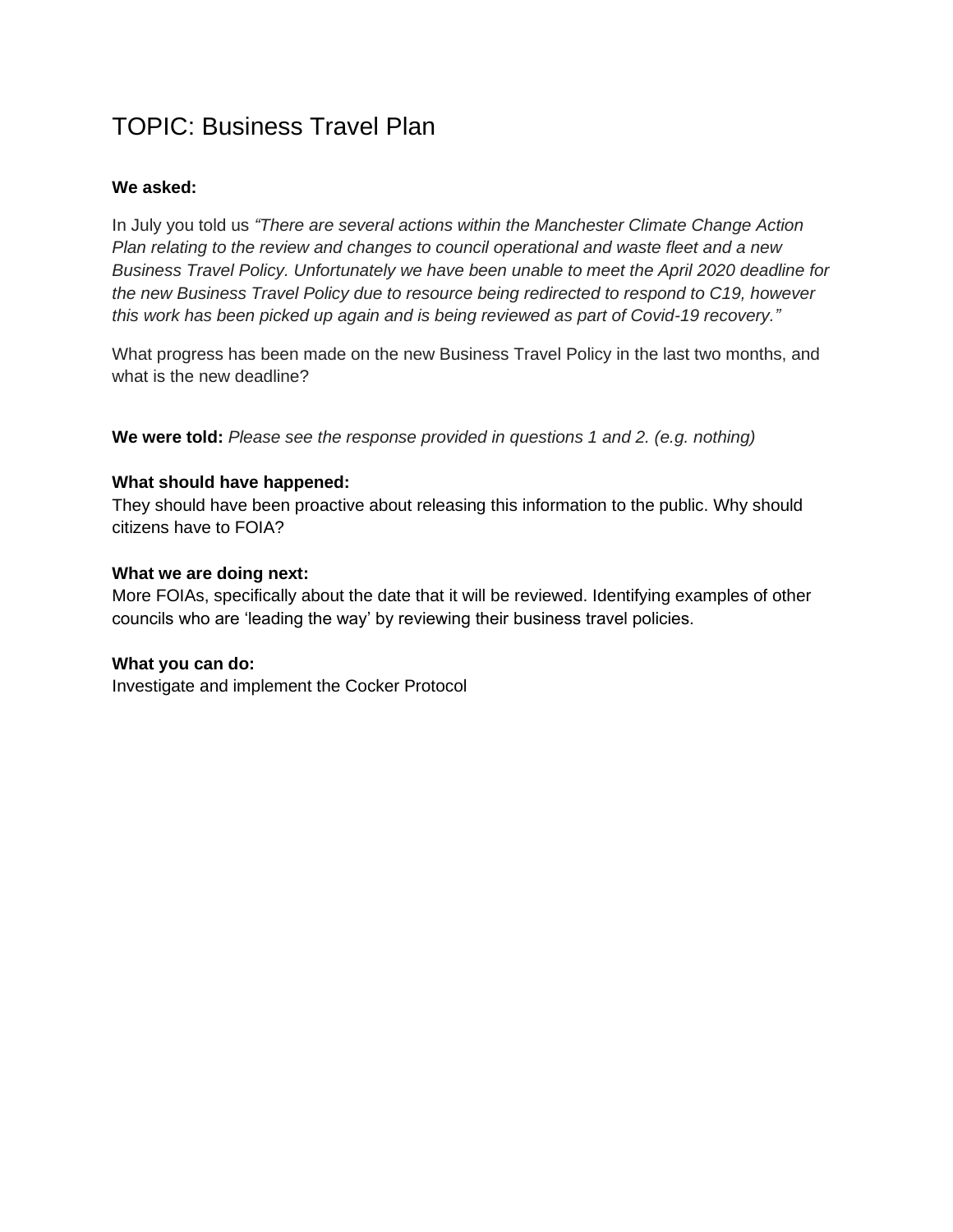# TOPIC: Business Travel Plan

**We asked:**

In July you told us *"There are several actions within the Manchester Climate Change Action Plan relating to the review and changes to council operational and waste fleet and a new Business Travel Policy. Unfortunately we have been unable to meet the April 2020 deadline for the new Business Travel Policy due to resource being redirected to respond to C19, however this work has been picked up again and is being reviewed as part of Covid-19 recovery."*

What progress has been made on the new Business Travel Policy in the last two months, and what is the new deadline?

**We were told:** *Please see the response provided in questions 1 and 2. (e.g. nothing)*

**What should have happened:**
They should have been proactive about releasing this information to the public. Why should citizens have to FOIA?

**What we are doing next:**
More FOIAs, specifically about the date that it will be reviewed. Identifying examples of other councils who are 'leading the way' by reviewing their business travel policies.

**What you can do:**
Investigate and implement the Cocker Protocol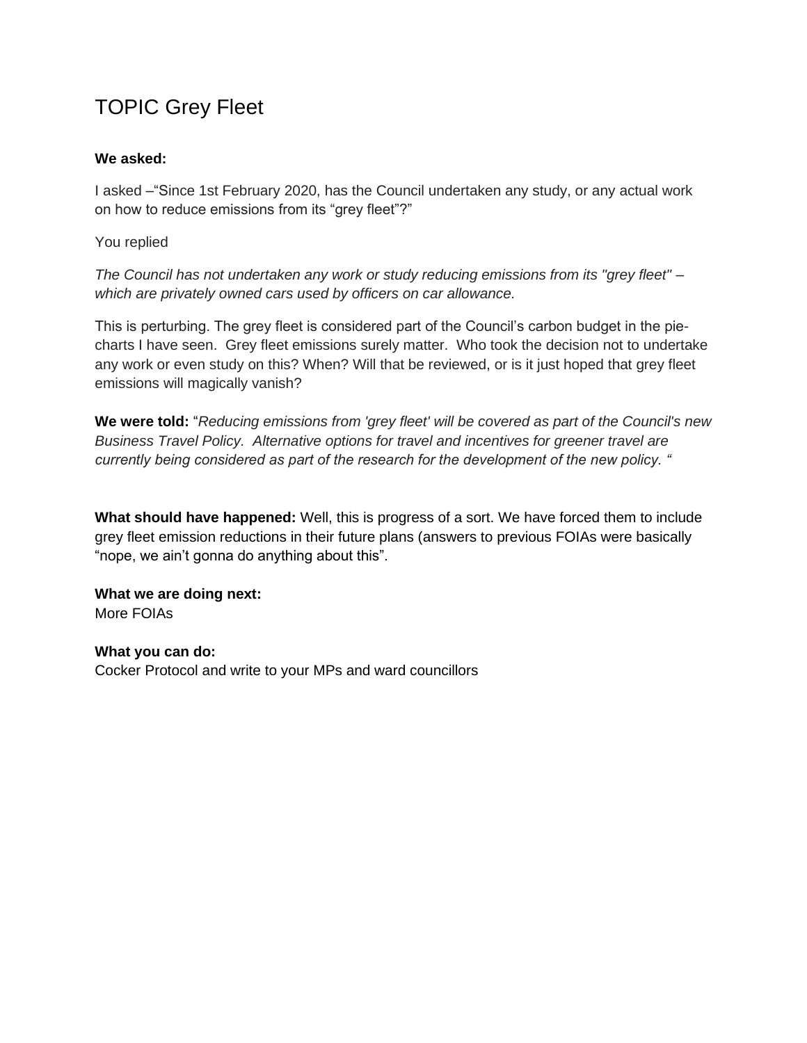# TOPIC Grey Fleet

**We asked:**

I asked –"Since 1st February 2020, has the Council undertaken any study, or any actual work on how to reduce emissions from its "grey fleet"?"

You replied

*The Council has not undertaken any work or study reducing emissions from its "grey fleet" – which are privately owned cars used by officers on car allowance.*

This is perturbing. The grey fleet is considered part of the Council's carbon budget in the pie-charts I have seen. Grey fleet emissions surely matter. Who took the decision not to undertake any work or even study on this? When? Will that be reviewed, or is it just hoped that grey fleet emissions will magically vanish?

**We were told:** "*Reducing emissions from 'grey fleet' will be covered as part of the Council's new Business Travel Policy. Alternative options for travel and incentives for greener travel are currently being considered as part of the research for the development of the new policy. "*

**What should have happened:** Well, this is progress of a sort. We have forced them to include grey fleet emission reductions in their future plans (answers to previous FOIAs were basically "nope, we ain't gonna do anything about this".

**What we are doing next:**
More FOIAs

**What you can do:**
Cocker Protocol and write to your MPs and ward councillors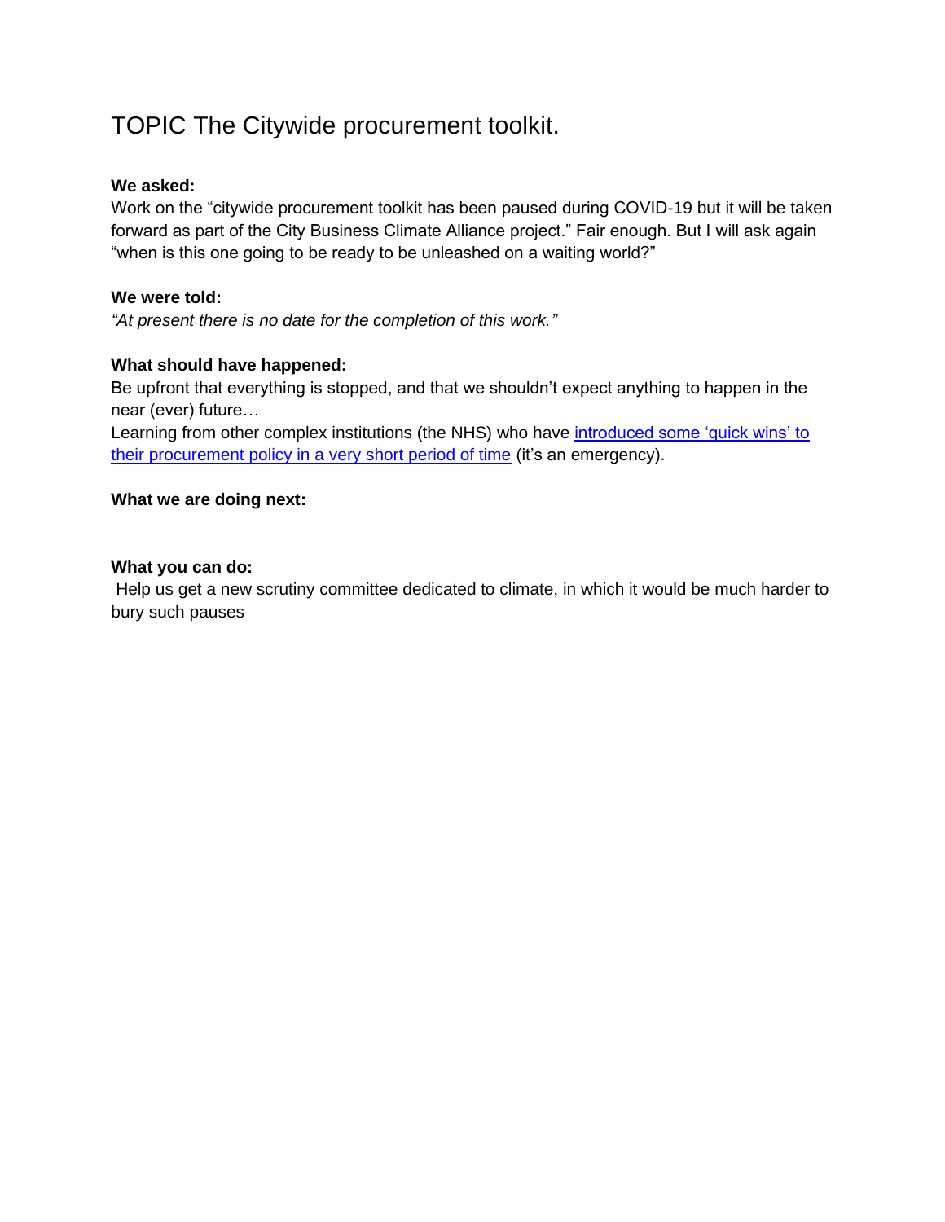# TOPIC The Citywide procurement toolkit.

**We asked:**
Work on the "citywide procurement toolkit has been paused during COVID-19 but it will be taken forward as part of the City Business Climate Alliance project." Fair enough. But I will ask again "when is this one going to be ready to be unleashed on a waiting world?"

**We were told:**
*"At present there is no date for the completion of this work."*

**What should have happened:**
Be upfront that everything is stopped, and that we shouldn't expect anything to happen in the near (ever) future…
Learning from other complex institutions (the NHS) who have introduced some 'quick wins' to their procurement policy in a very short period of time (it's an emergency).

**What we are doing next:**

**What you can do:**
Help us get a new scrutiny committee dedicated to climate, in which it would be much harder to bury such pauses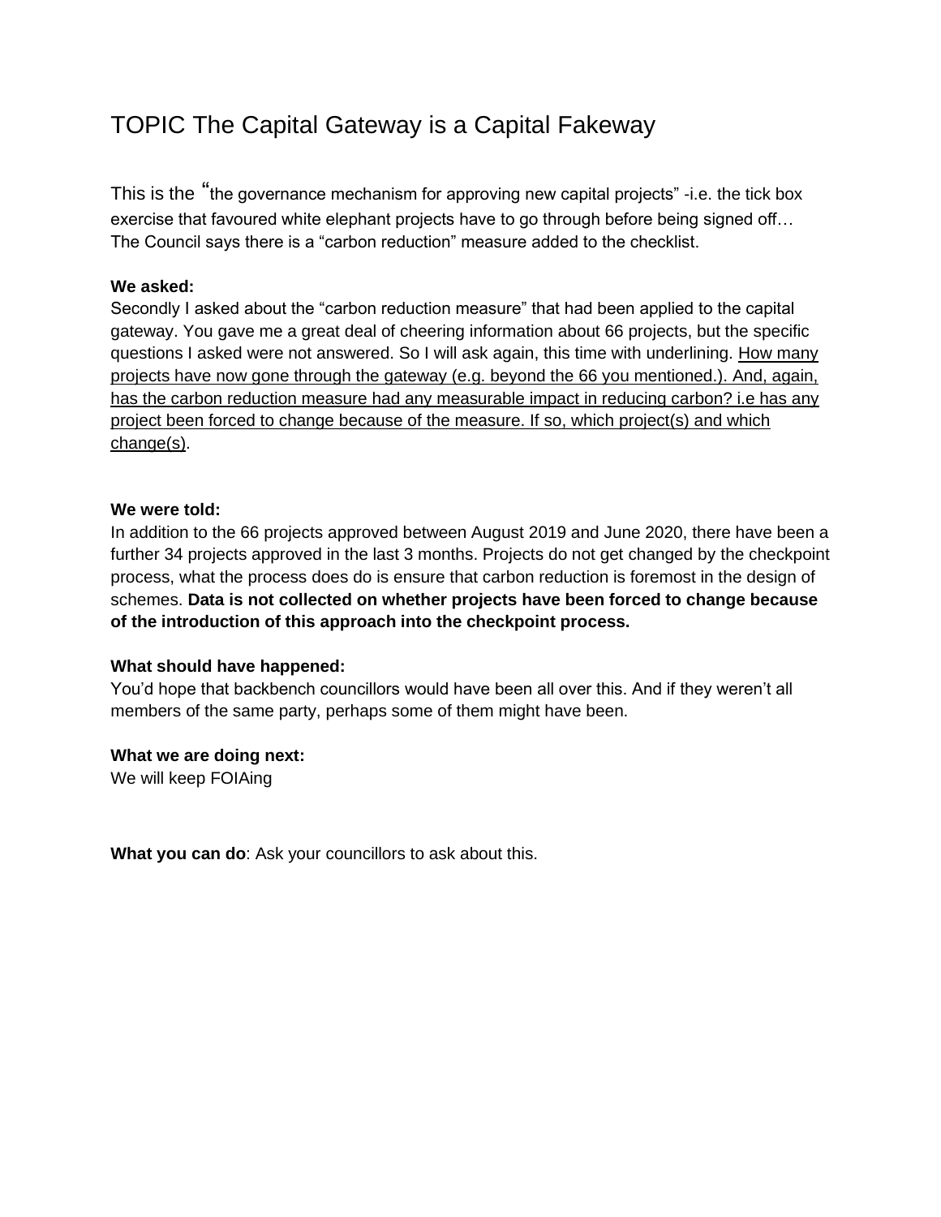# TOPIC The Capital Gateway is a Capital Fakeway

This is the "the governance mechanism for approving new capital projects" -i.e. the tick box exercise that favoured white elephant projects have to go through before being signed off… The Council says there is a "carbon reduction" measure added to the checklist.

**We asked:**

Secondly I asked about the "carbon reduction measure" that had been applied to the capital gateway. You gave me a great deal of cheering information about 66 projects, but the specific questions I asked were not answered. So I will ask again, this time with underlining. <u>How many projects have now gone through the gateway (e.g. beyond the 66 you mentioned.). And, again, has the carbon reduction measure had any measurable impact in reducing carbon? i.e has any project been forced to change because of the measure. If so, which project(s) and which change(s)</u>.

**We were told:**

In addition to the 66 projects approved between August 2019 and June 2020, there have been a further 34 projects approved in the last 3 months. Projects do not get changed by the checkpoint process, what the process does do is ensure that carbon reduction is foremost in the design of schemes. **Data is not collected on whether projects have been forced to change because of the introduction of this approach into the checkpoint process.**

**What should have happened:**

You'd hope that backbench councillors would have been all over this. And if they weren't all members of the same party, perhaps some of them might have been.

**What we are doing next:**

We will keep FOIAing

**What you can do**: Ask your councillors to ask about this.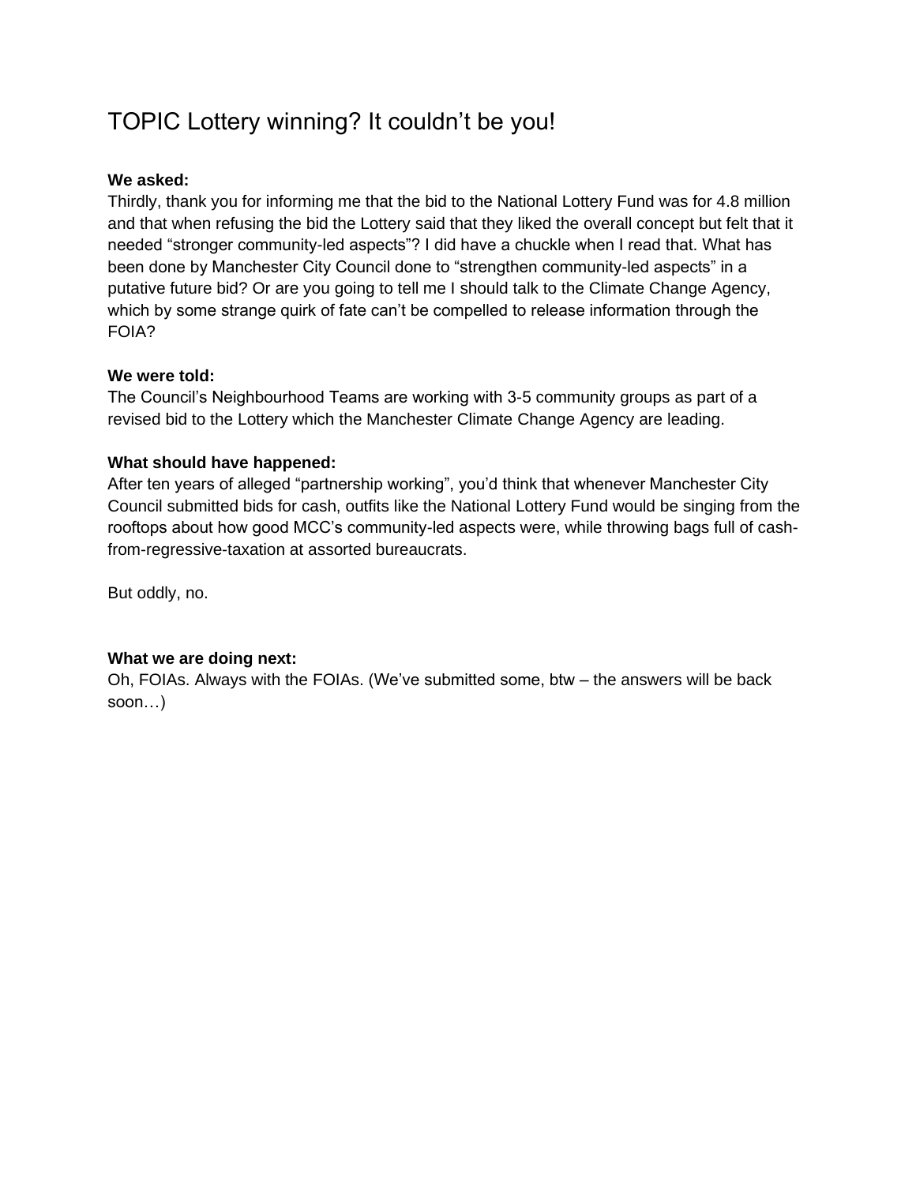# TOPIC Lottery winning? It couldn't be you!

**We asked:**
Thirdly, thank you for informing me that the bid to the National Lottery Fund was for 4.8 million and that when refusing the bid the Lottery said that they liked the overall concept but felt that it needed "stronger community-led aspects"? I did have a chuckle when I read that. What has been done by Manchester City Council done to "strengthen community-led aspects" in a putative future bid? Or are you going to tell me I should talk to the Climate Change Agency, which by some strange quirk of fate can't be compelled to release information through the FOIA?

**We were told:**
The Council's Neighbourhood Teams are working with 3-5 community groups as part of a revised bid to the Lottery which the Manchester Climate Change Agency are leading.

**What should have happened:**
After ten years of alleged "partnership working", you'd think that whenever Manchester City Council submitted bids for cash, outfits like the National Lottery Fund would be singing from the rooftops about how good MCC's community-led aspects were, while throwing bags full of cash-from-regressive-taxation at assorted bureaucrats.

But oddly, no.

**What we are doing next:**
Oh, FOIAs. Always with the FOIAs. (We've submitted some, btw – the answers will be back soon…)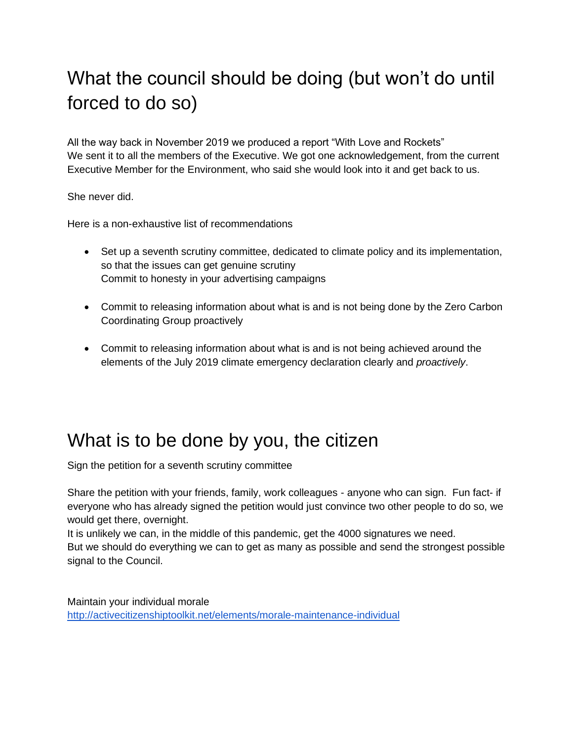# What the council should be doing (but won't do until forced to do so)

All the way back in November 2019 we produced a report "With Love and Rockets"
We sent it to all the members of the Executive. We got one acknowledgement, from the current Executive Member for the Environment, who said she would look into it and get back to us.

She never did.

Here is a non-exhaustive list of recommendations

- Set up a seventh scrutiny committee, dedicated to climate policy and its implementation, so that the issues can get genuine scrutiny
  Commit to honesty in your advertising campaigns

- Commit to releasing information about what is and is not being done by the Zero Carbon Coordinating Group proactively

- Commit to releasing information about what is and is not being achieved around the elements of the July 2019 climate emergency declaration clearly and *proactively*.

# What is to be done by you, the citizen

Sign the petition for a seventh scrutiny committee

Share the petition with your friends, family, work colleagues - anyone who can sign. Fun fact- if everyone who has already signed the petition would just convince two other people to do so, we would get there, overnight.
It is unlikely we can, in the middle of this pandemic, get the 4000 signatures we need.
But we should do everything we can to get as many as possible and send the strongest possible signal to the Council.

Maintain your individual morale
http://activecitizenshiptoolkit.net/elements/morale-maintenance-individual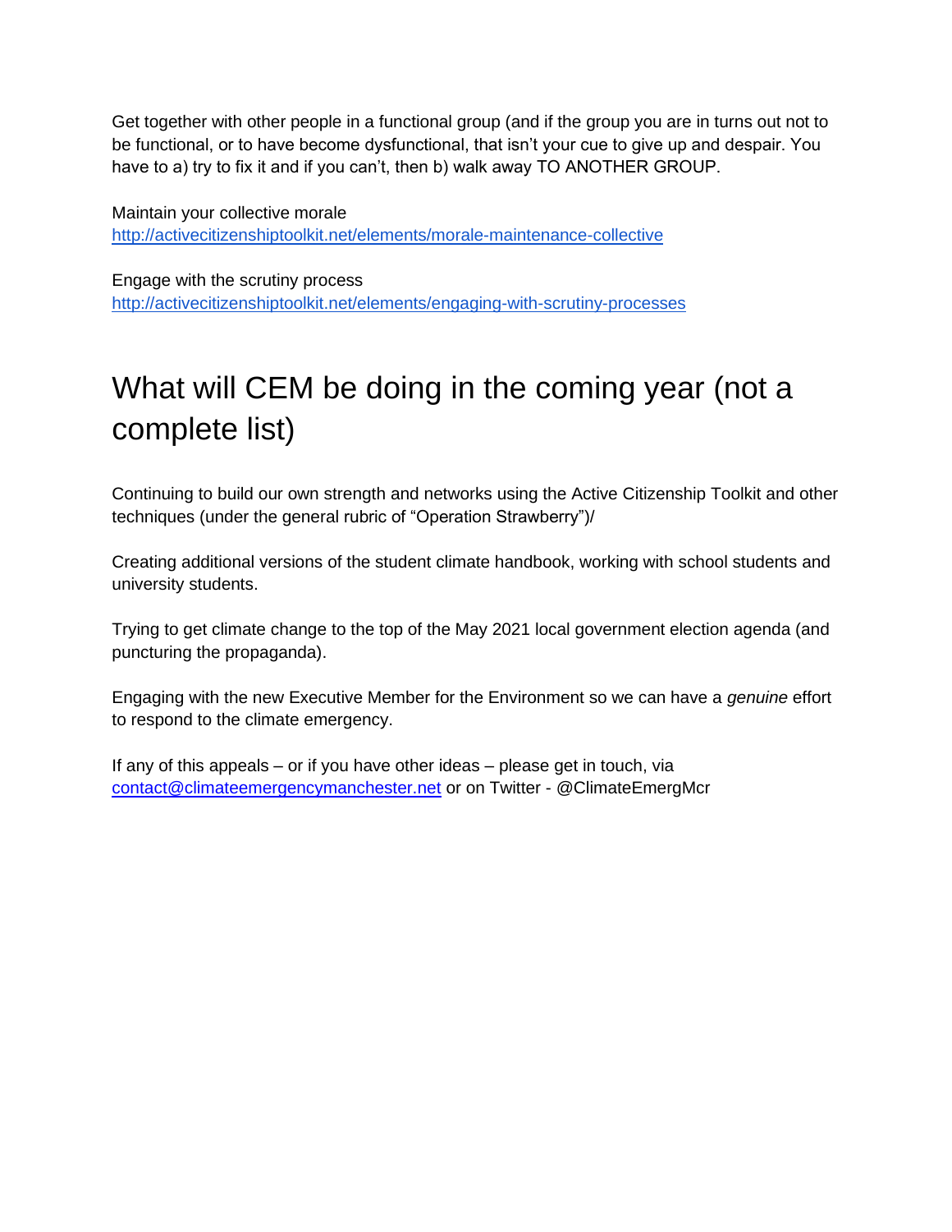Get together with other people in a functional group (and if the group you are in turns out not to be functional, or to have become dysfunctional, that isn't your cue to give up and despair. You have to a) try to fix it and if you can't, then b) walk away TO ANOTHER GROUP.

Maintain your collective morale
[http://activecitizenshiptoolkit.net/elements/morale-maintenance-collective](http://activecitizenshiptoolkit.net/elements/morale-maintenance-collective)

Engage with the scrutiny process
[http://activecitizenshiptoolkit.net/elements/engaging-with-scrutiny-processes](http://activecitizenshiptoolkit.net/elements/engaging-with-scrutiny-processes)

# What will CEM be doing in the coming year (not a complete list)

Continuing to build our own strength and networks using the Active Citizenship Toolkit and other techniques (under the general rubric of "Operation Strawberry")/

Creating additional versions of the student climate handbook, working with school students and university students.

Trying to get climate change to the top of the May 2021 local government election agenda (and puncturing the propaganda).

Engaging with the new Executive Member for the Environment so we can have a *genuine* effort to respond to the climate emergency.

If any of this appeals – or if you have other ideas – please get in touch, via [contact@climateemergencymanchester.net](mailto:contact@climateemergencymanchester.net) or on Twitter - @ClimateEmergMcr